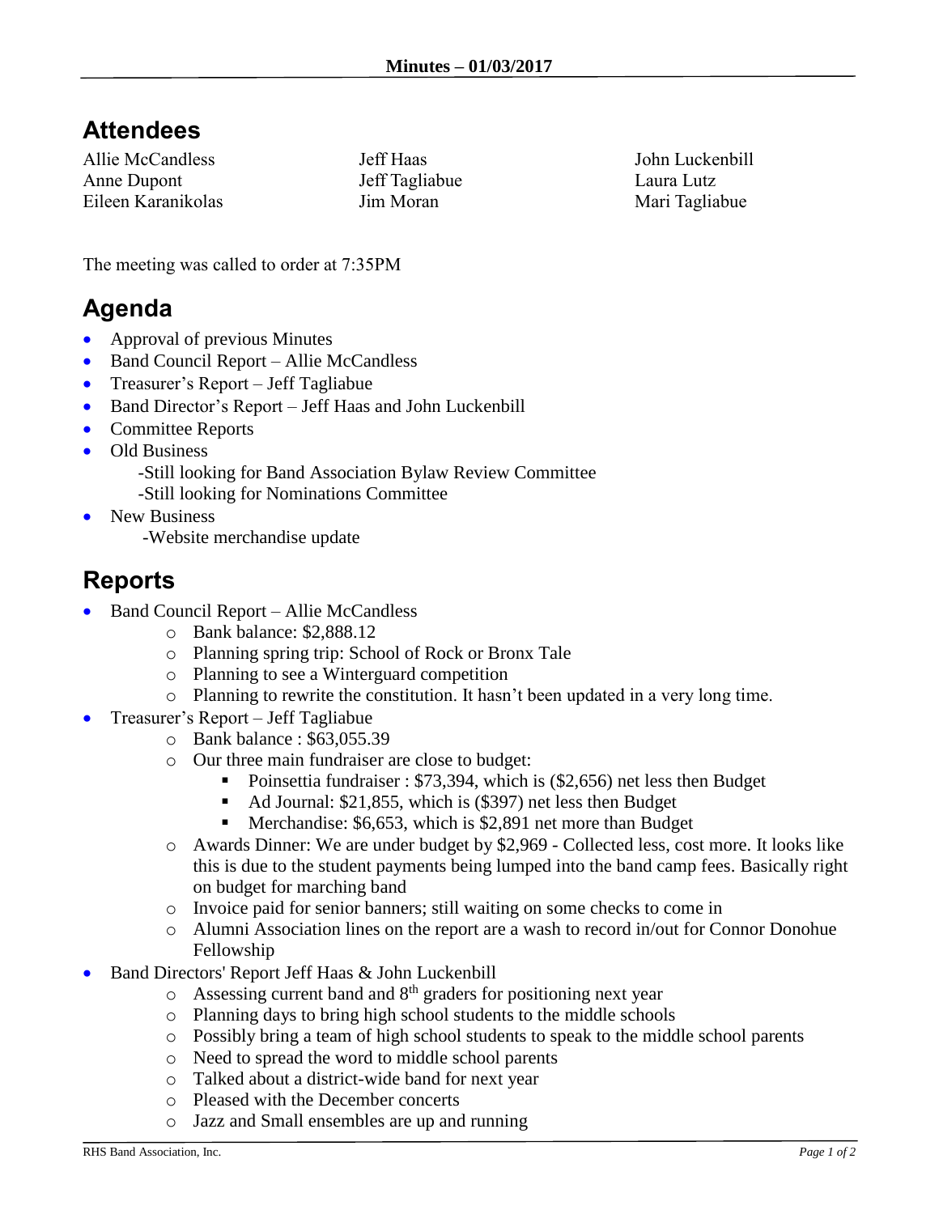**Minutes – 01/03/2017**

## Attendees

Allie McCandless
Anne Dupont
Eileen Karanikolas
Jeff Haas
Jeff Tagliabue
Jim Moran
John Luckenbill
Laura Lutz
Mari Tagliabue

The meeting was called to order at 7:35PM

## Agenda

- Approval of previous Minutes
- Band Council Report – Allie McCandless
- Treasurer's Report – Jeff Tagliabue
- Band Director's Report – Jeff Haas and John Luckenbill
- Committee Reports
- Old Business
  - -Still looking for Band Association Bylaw Review Committee
  - -Still looking for Nominations Committee
- New Business
  - -Website merchandise update

## Reports

- Band Council Report – Allie McCandless
  - Bank balance: $2,888.12
  - Planning spring trip: School of Rock or Bronx Tale
  - Planning to see a Winterguard competition
  - Planning to rewrite the constitution. It hasn't been updated in a very long time.
- Treasurer's Report – Jeff Tagliabue
  - Bank balance : $63,055.39
  - Our three main fundraiser are close to budget:
    - Poinsettia fundraiser : $73,394, which is ($2,656) net less then Budget
    - Ad Journal: $21,855, which is ($397) net less then Budget
    - Merchandise: $6,653, which is $2,891 net more than Budget
  - Awards Dinner: We are under budget by $2,969 - Collected less, cost more. It looks like this is due to the student payments being lumped into the band camp fees. Basically right on budget for marching band
  - Invoice paid for senior banners; still waiting on some checks to come in
  - Alumni Association lines on the report are a wash to record in/out for Connor Donohue Fellowship
- Band Directors' Report Jeff Haas & John Luckenbill
  - Assessing current band and 8th graders for positioning next year
  - Planning days to bring high school students to the middle schools
  - Possibly bring a team of high school students to speak to the middle school parents
  - Need to spread the word to middle school parents
  - Talked about a district-wide band for next year
  - Pleased with the December concerts
  - Jazz and Small ensembles are up and running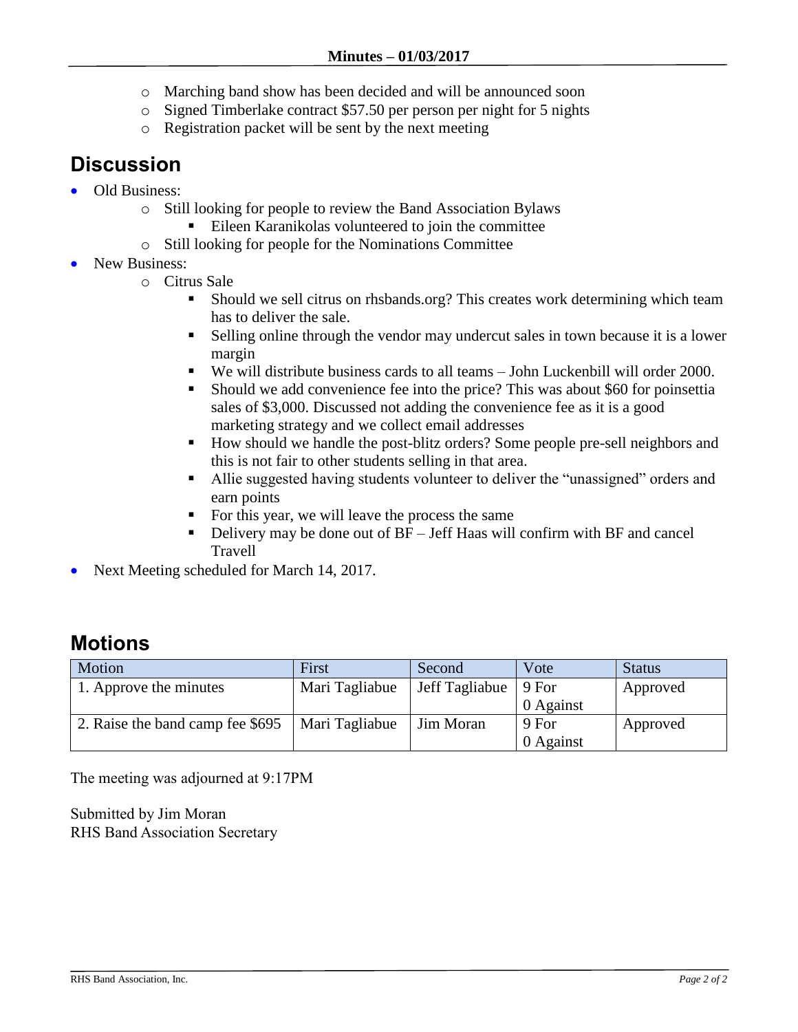- Marching band show has been decided and will be announced soon
- Signed Timberlake contract $57.50 per person per night for 5 nights
- Registration packet will be sent by the next meeting

# Discussion

- Old Business:
  - Still looking for people to review the Band Association Bylaws
    - Eileen Karanikolas volunteered to join the committee
  - Still looking for people for the Nominations Committee
- New Business:
  - Citrus Sale
    - Should we sell citrus on rhsbands.org? This creates work determining which team has to deliver the sale.
    - Selling online through the vendor may undercut sales in town because it is a lower margin
    - We will distribute business cards to all teams – John Luckenbill will order 2000.
    - Should we add convenience fee into the price? This was about $60 for poinsettia sales of $3,000. Discussed not adding the convenience fee as it is a good marketing strategy and we collect email addresses
    - How should we handle the post-blitz orders? Some people pre-sell neighbors and this is not fair to other students selling in that area.
    - Allie suggested having students volunteer to deliver the "unassigned" orders and earn points
    - For this year, we will leave the process the same
    - Delivery may be done out of BF – Jeff Haas will confirm with BF and cancel Travell
- Next Meeting scheduled for March 14, 2017.

# Motions

| Motion | First | Second | Vote | Status |
|---|---|---|---|---|
| 1. Approve the minutes | Mari Tagliabue | Jeff Tagliabue | 9 For<br>0 Against | Approved |
| 2. Raise the band camp fee $695 | Mari Tagliabue | Jim Moran | 9 For<br>0 Against | Approved |

The meeting was adjourned at 9:17PM

Submitted by Jim Moran
RHS Band Association Secretary